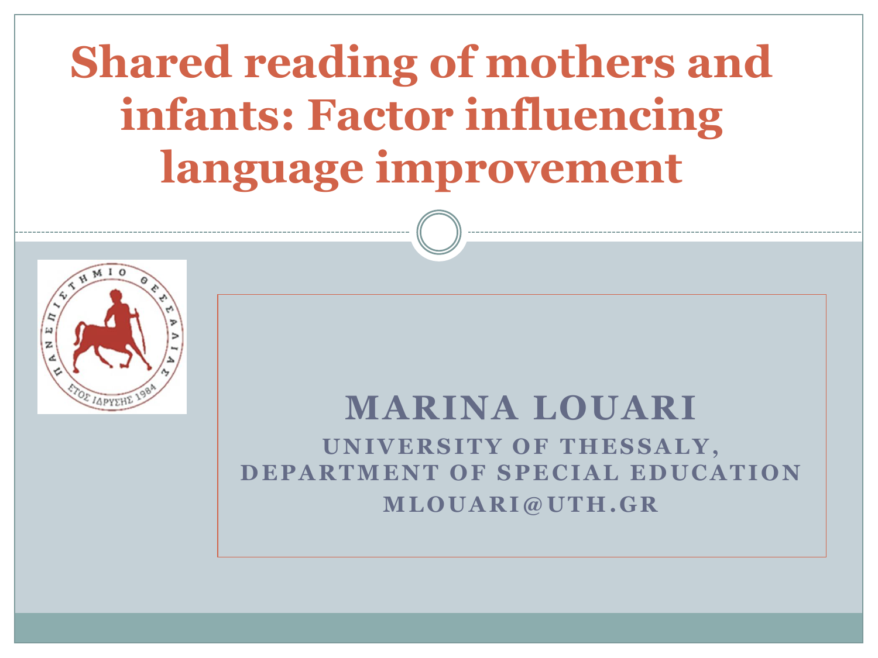# Shared reading of mothers and infants: Factor influencing language improvement

**MARINA LOUARI**

**UNIVERSITY OF THESSALY, DEPARTMENT OF SPECIAL EDUCATION**

**MLOUARI@UTH.GR**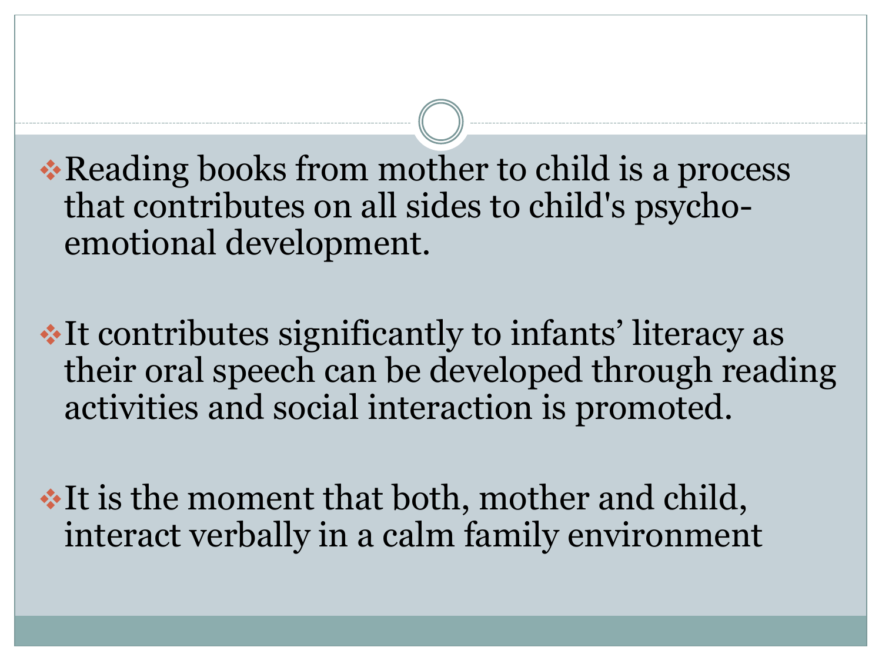- Reading books from mother to child is a process that contributes on all sides to child's psycho-emotional development.

- It contributes significantly to infants' literacy as their oral speech can be developed through reading activities and social interaction is promoted.

- It is the moment that both, mother and child, interact verbally in a calm family environment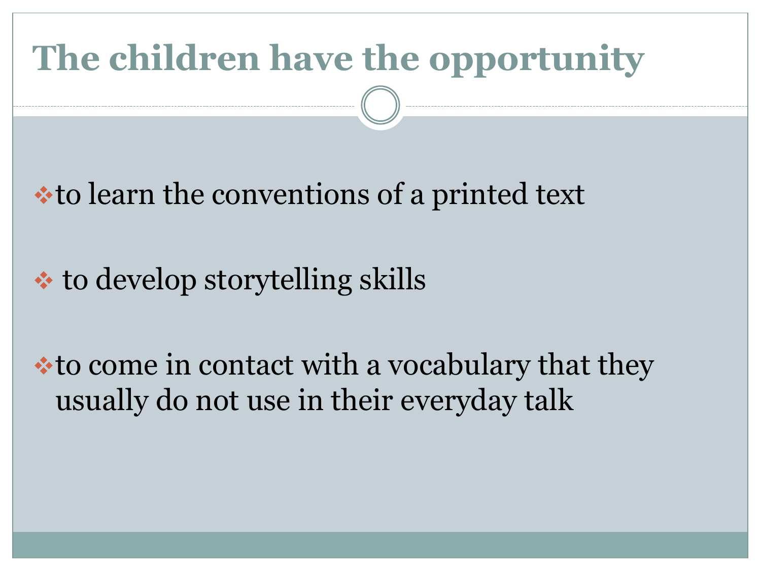# The children have the opportunity

- to learn the conventions of a printed text
- to develop storytelling skills
- to come in contact with a vocabulary that they usually do not use in their everyday talk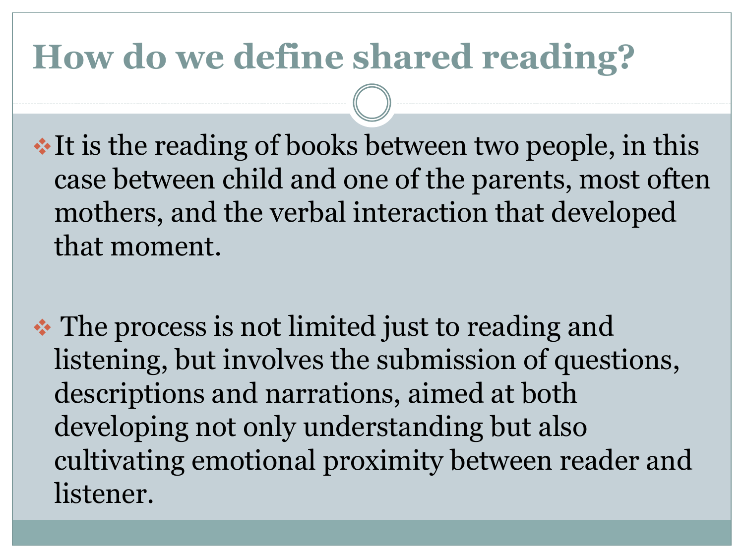# How do we define shared reading?

- It is the reading of books between two people, in this case between child and one of the parents, most often mothers, and the verbal interaction that developed that moment.

- The process is not limited just to reading and listening, but involves the submission of questions, descriptions and narrations, aimed at both developing not only understanding but also cultivating emotional proximity between reader and listener.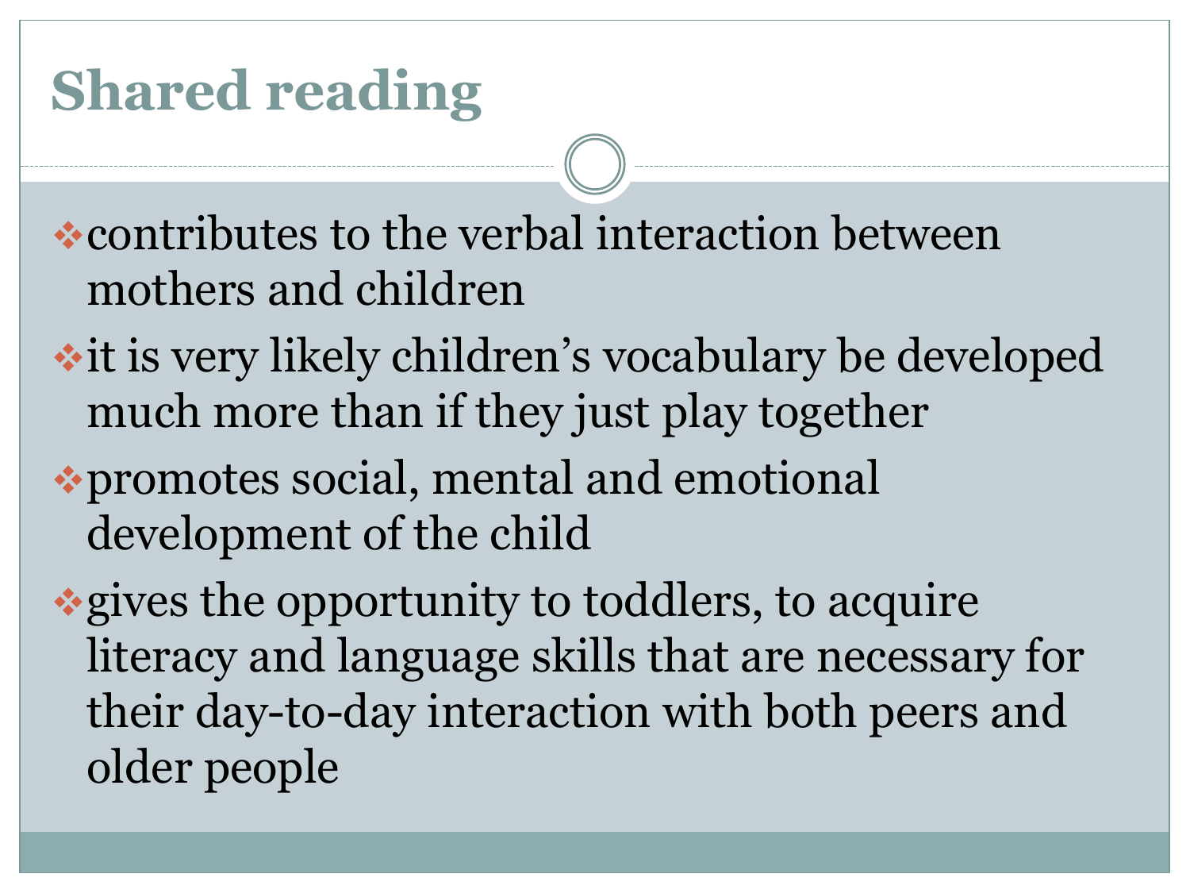# Shared reading

- contributes to the verbal interaction between mothers and children
- it is very likely children's vocabulary be developed much more than if they just play together
- promotes social, mental and emotional development of the child
- gives the opportunity to toddlers, to acquire literacy and language skills that are necessary for their day-to-day interaction with both peers and older people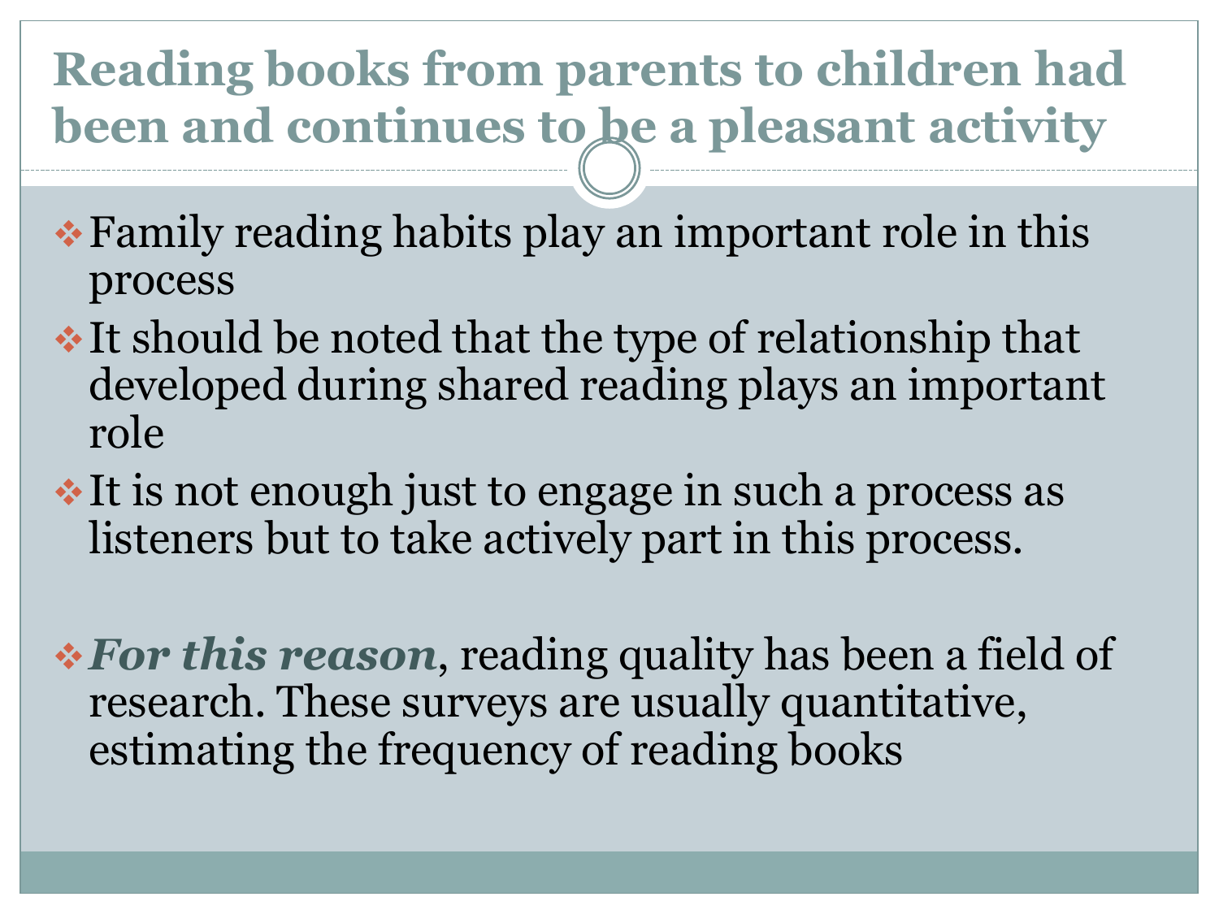# Reading books from parents to children had been and continues to be a pleasant activity

- Family reading habits play an important role in this process
- It should be noted that the type of relationship that developed during shared reading plays an important role
- It is not enough just to engage in such a process as listeners but to take actively part in this process.

- ***For this reason***, reading quality has been a field of research. These surveys are usually quantitative, estimating the frequency of reading books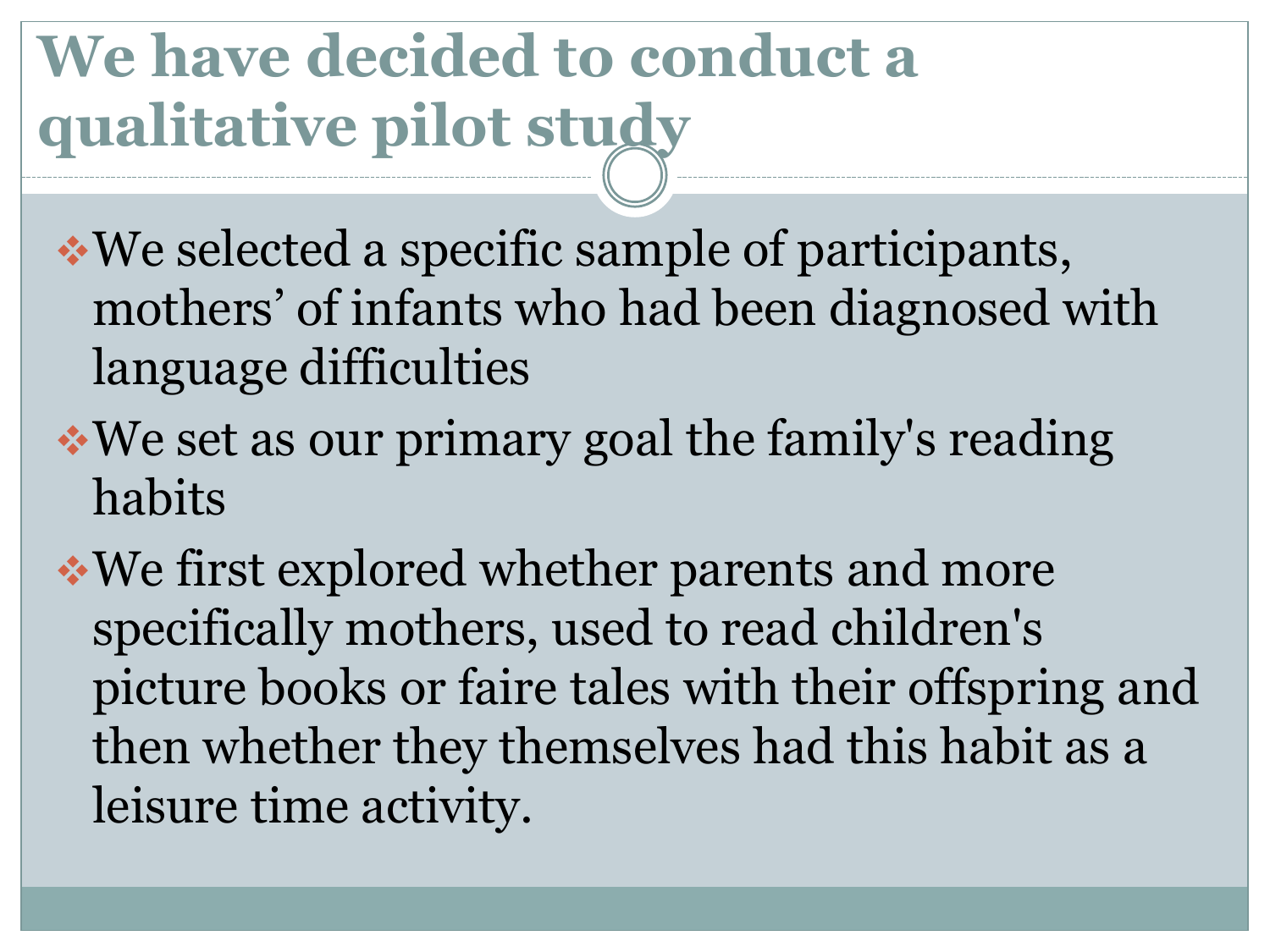# We have decided to conduct a qualitative pilot study

- We selected a specific sample of participants, mothers' of infants who had been diagnosed with language difficulties
- We set as our primary goal the family's reading habits
- We first explored whether parents and more specifically mothers, used to read children's picture books or faire tales with their offspring and then whether they themselves had this habit as a leisure time activity.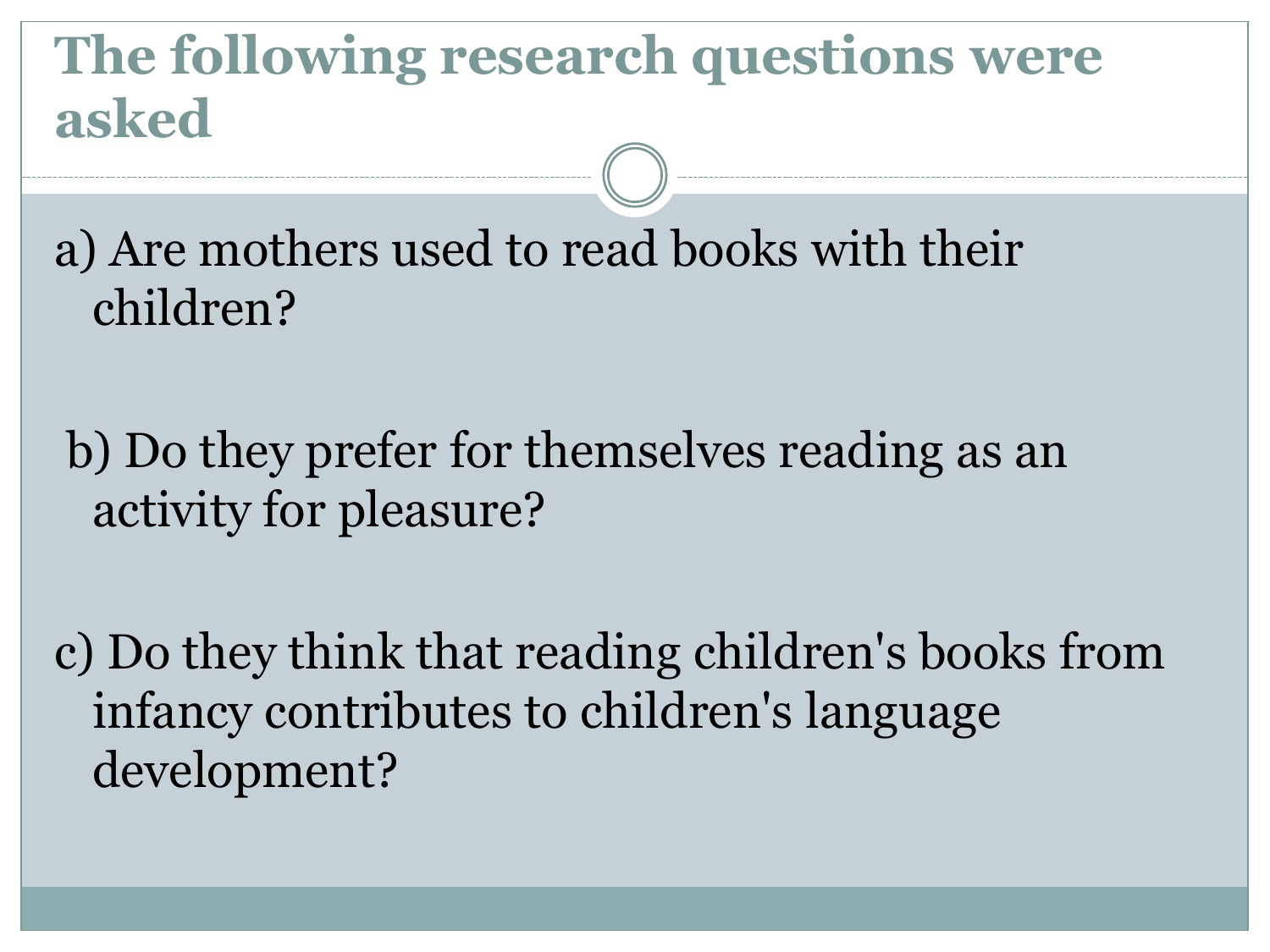# The following research questions were asked

a) Are mothers used to read books with their children?

b) Do they prefer for themselves reading as an activity for pleasure?

c) Do they think that reading children's books from infancy contributes to children's language development?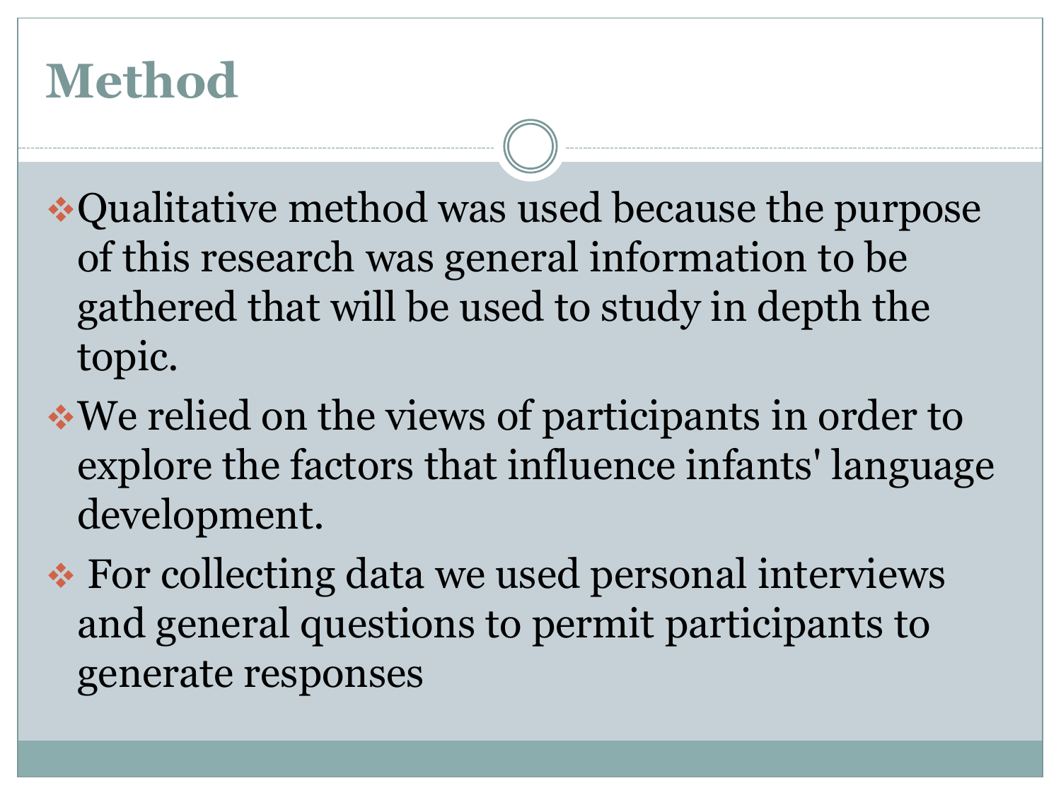# Method

- Qualitative method was used because the purpose of this research was general information to be gathered that will be used to study in depth the topic.
- We relied on the views of participants in order to explore the factors that influence infants' language development.
- For collecting data we used personal interviews and general questions to permit participants to generate responses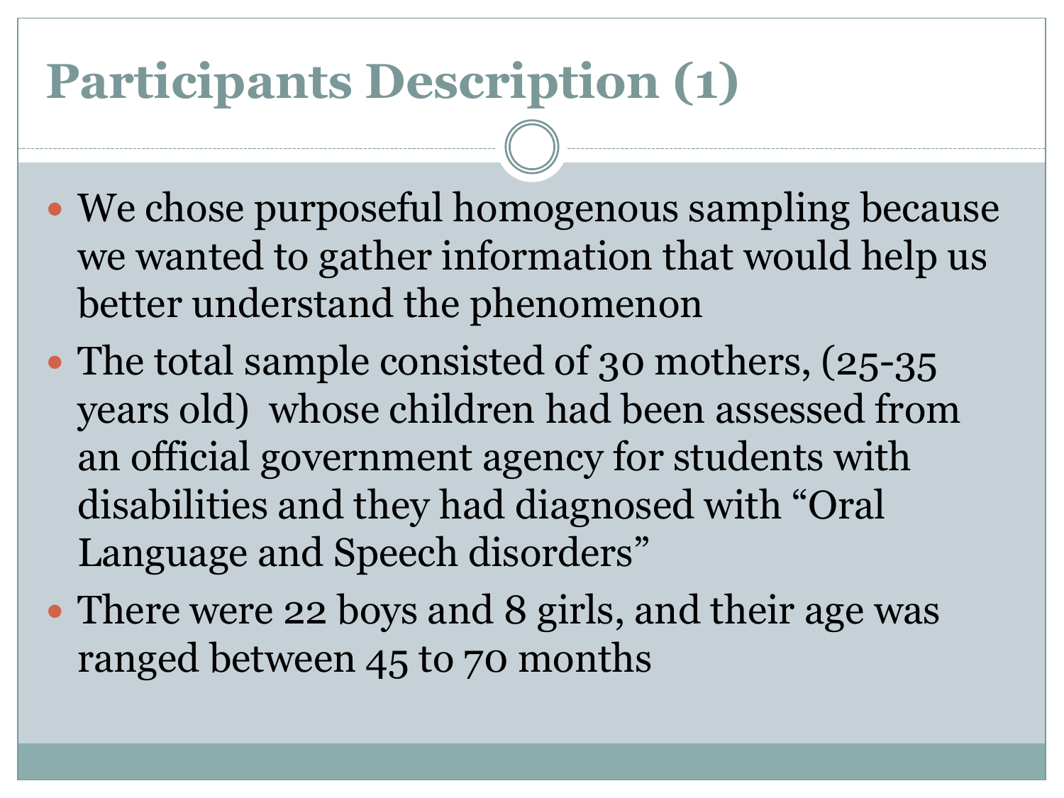# Participants Description (1)

- We chose purposeful homogenous sampling because we wanted to gather information that would help us better understand the phenomenon
- The total sample consisted of 30 mothers, (25-35 years old) whose children had been assessed from an official government agency for students with disabilities and they had diagnosed with “Oral Language and Speech disorders”
- There were 22 boys and 8 girls, and their age was ranged between 45 to 70 months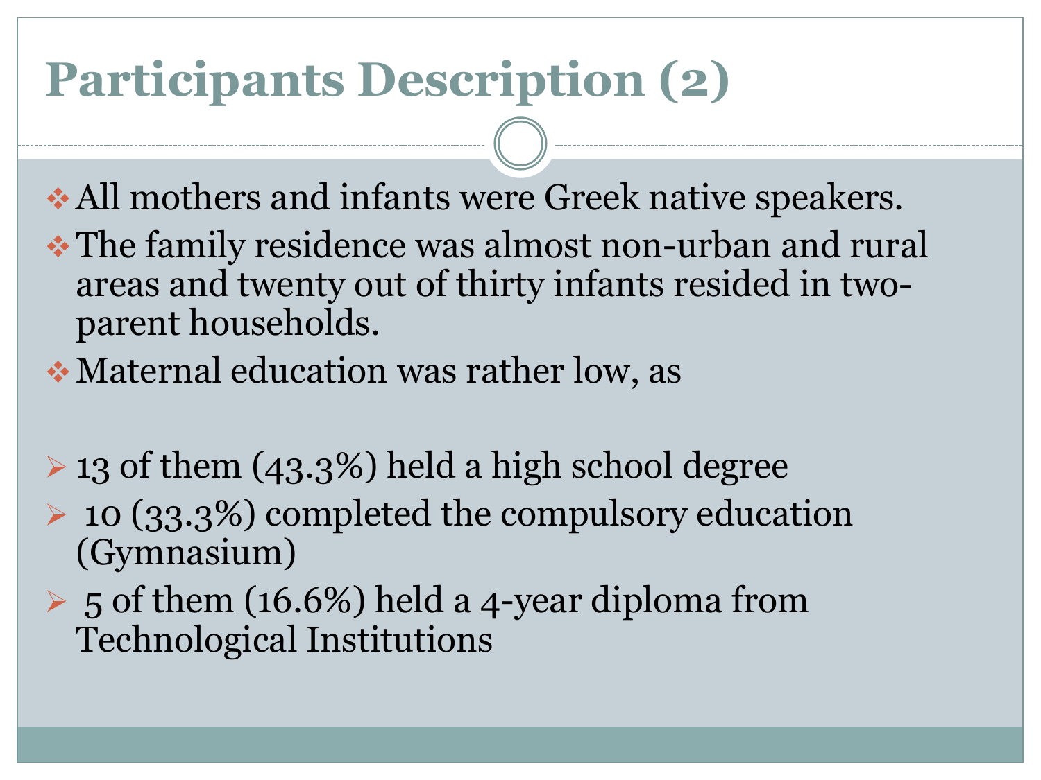# Participants Description (2)

- All mothers and infants were Greek native speakers.
- The family residence was almost non-urban and rural areas and twenty out of thirty infants resided in two-parent households.
- Maternal education was rather low, as

  - 13 of them (43.3%) held a high school degree
  - 10 (33.3%) completed the compulsory education (Gymnasium)
  - 5 of them (16.6%) held a 4-year diploma from Technological Institutions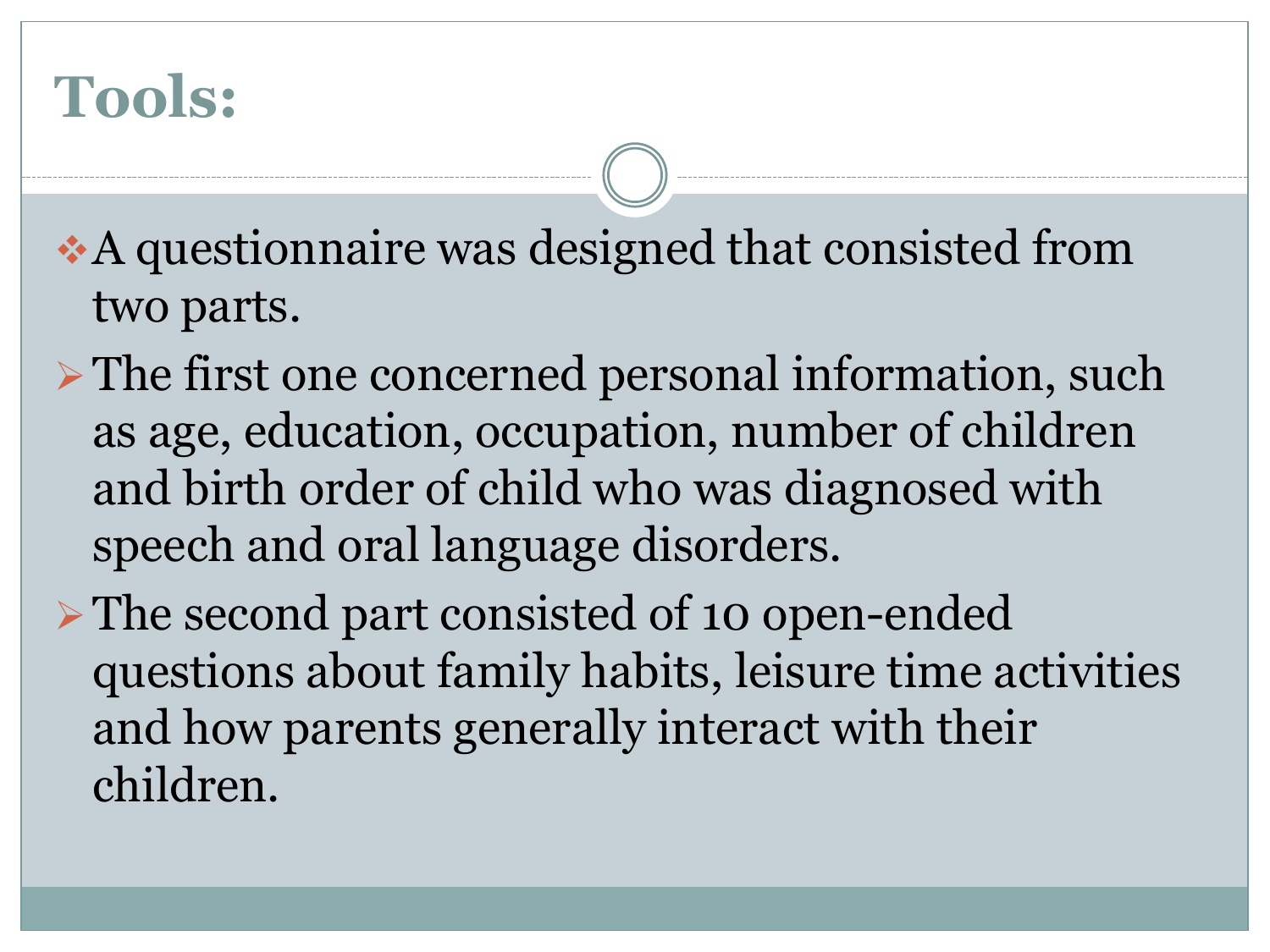# Tools:

- A questionnaire was designed that consisted from two parts.
  - The first one concerned personal information, such as age, education, occupation, number of children and birth order of child who was diagnosed with speech and oral language disorders.
  - The second part consisted of 10 open-ended questions about family habits, leisure time activities and how parents generally interact with their children.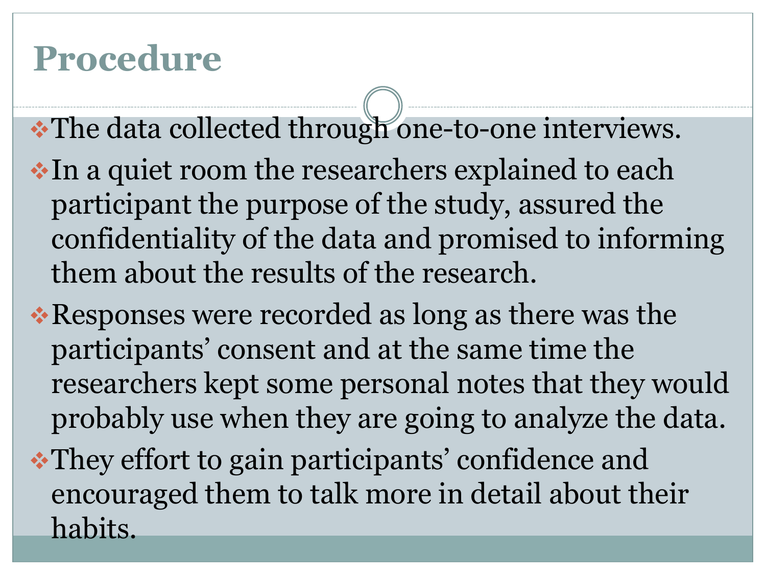# Procedure

- The data collected through one-to-one interviews.
- In a quiet room the researchers explained to each participant the purpose of the study, assured the confidentiality of the data and promised to informing them about the results of the research.
- Responses were recorded as long as there was the participants' consent and at the same time the researchers kept some personal notes that they would probably use when they are going to analyze the data.
- They effort to gain participants' confidence and encouraged them to talk more in detail about their habits.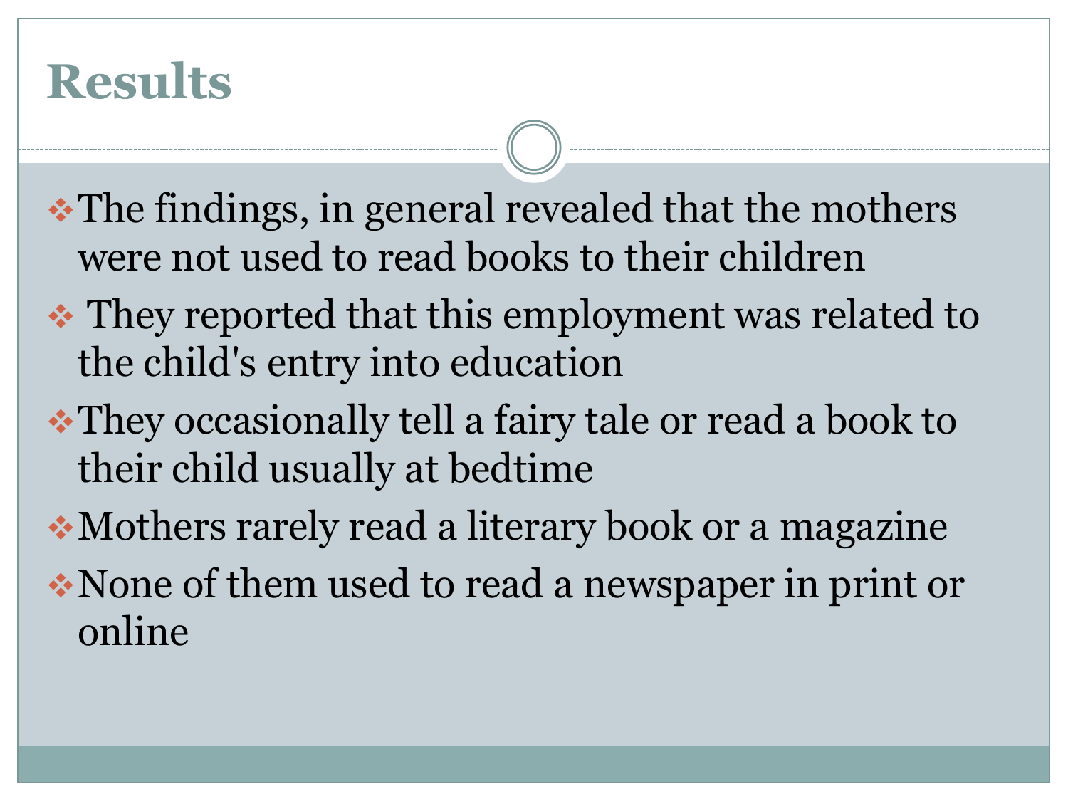# Results

- The findings, in general revealed that the mothers were not used to read books to their children
- They reported that this employment was related to the child's entry into education
- They occasionally tell a fairy tale or read a book to their child usually at bedtime
- Mothers rarely read a literary book or a magazine
- None of them used to read a newspaper in print or online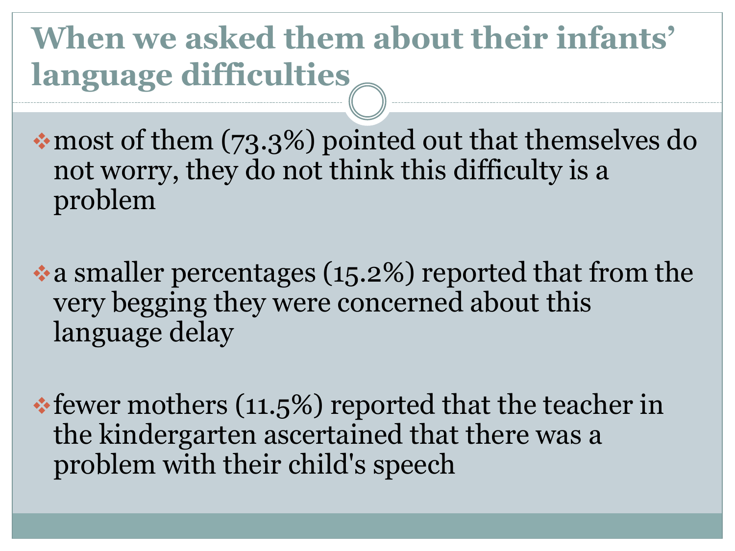# When we asked them about their infants' language difficulties

- most of them (73.3%) pointed out that themselves do not worry, they do not think this difficulty is a problem
- a smaller percentages (15.2%) reported that from the very begging they were concerned about this language delay
- fewer mothers (11.5%) reported that the teacher in the kindergarten ascertained that there was a problem with their child's speech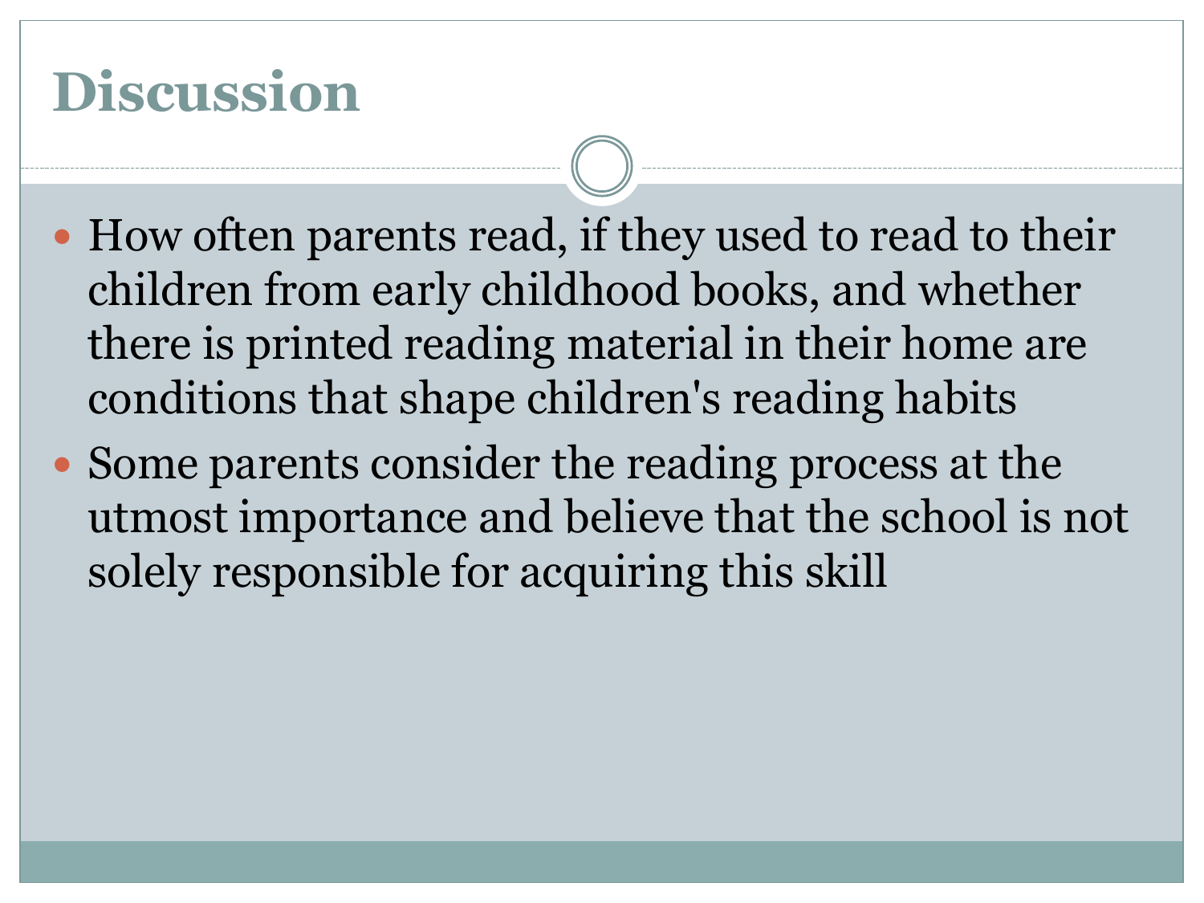# Discussion

- How often parents read, if they used to read to their children from early childhood books, and whether there is printed reading material in their home are conditions that shape children's reading habits
- Some parents consider the reading process at the utmost importance and believe that the school is not solely responsible for acquiring this skill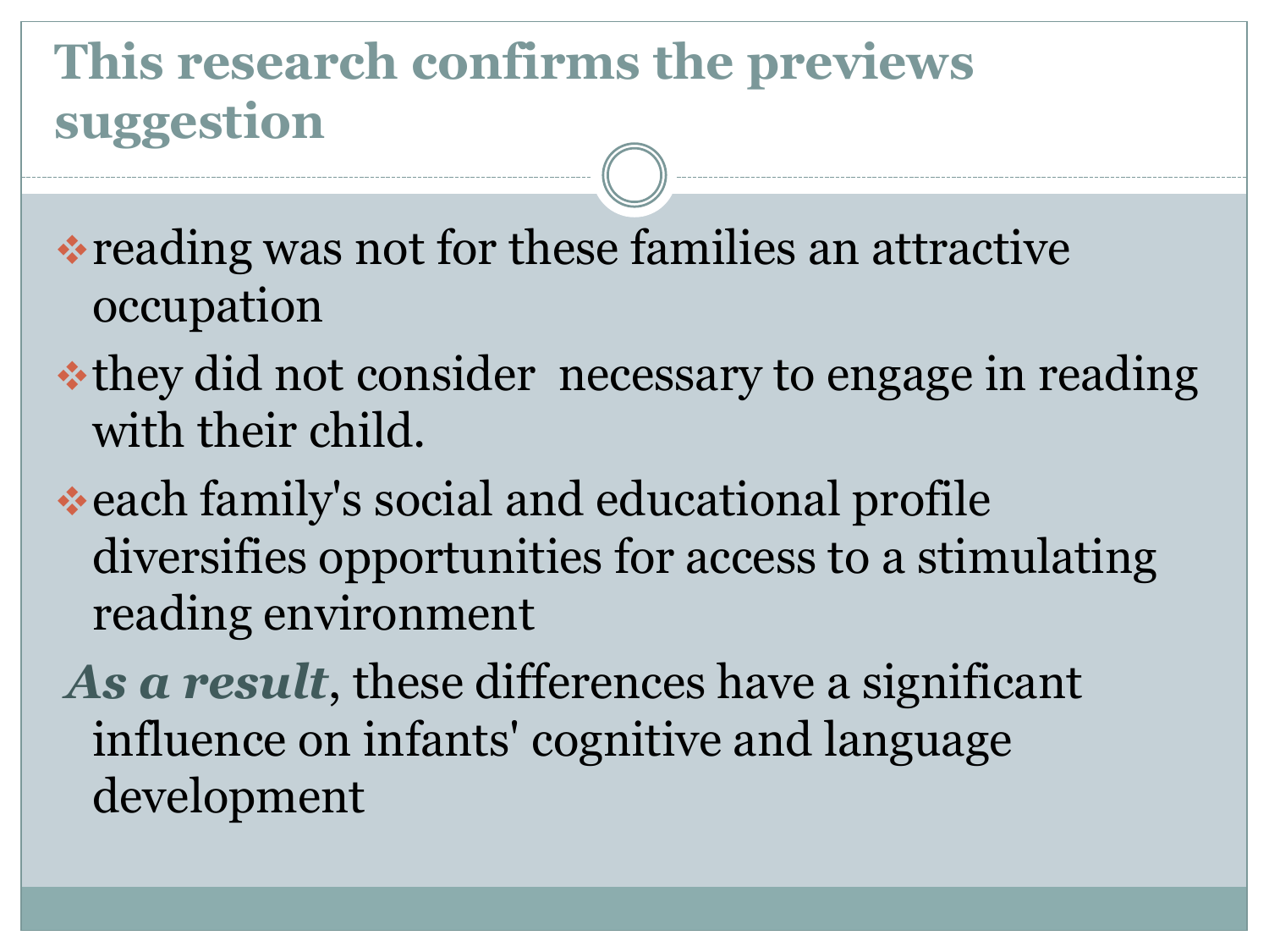# This research confirms the previews suggestion

- reading was not for these families an attractive occupation
- they did not consider  necessary to engage in reading with their child.
- each family's social and educational profile diversifies opportunities for access to a stimulating reading environment

***As a result***, these differences have a significant influence on infants' cognitive and language development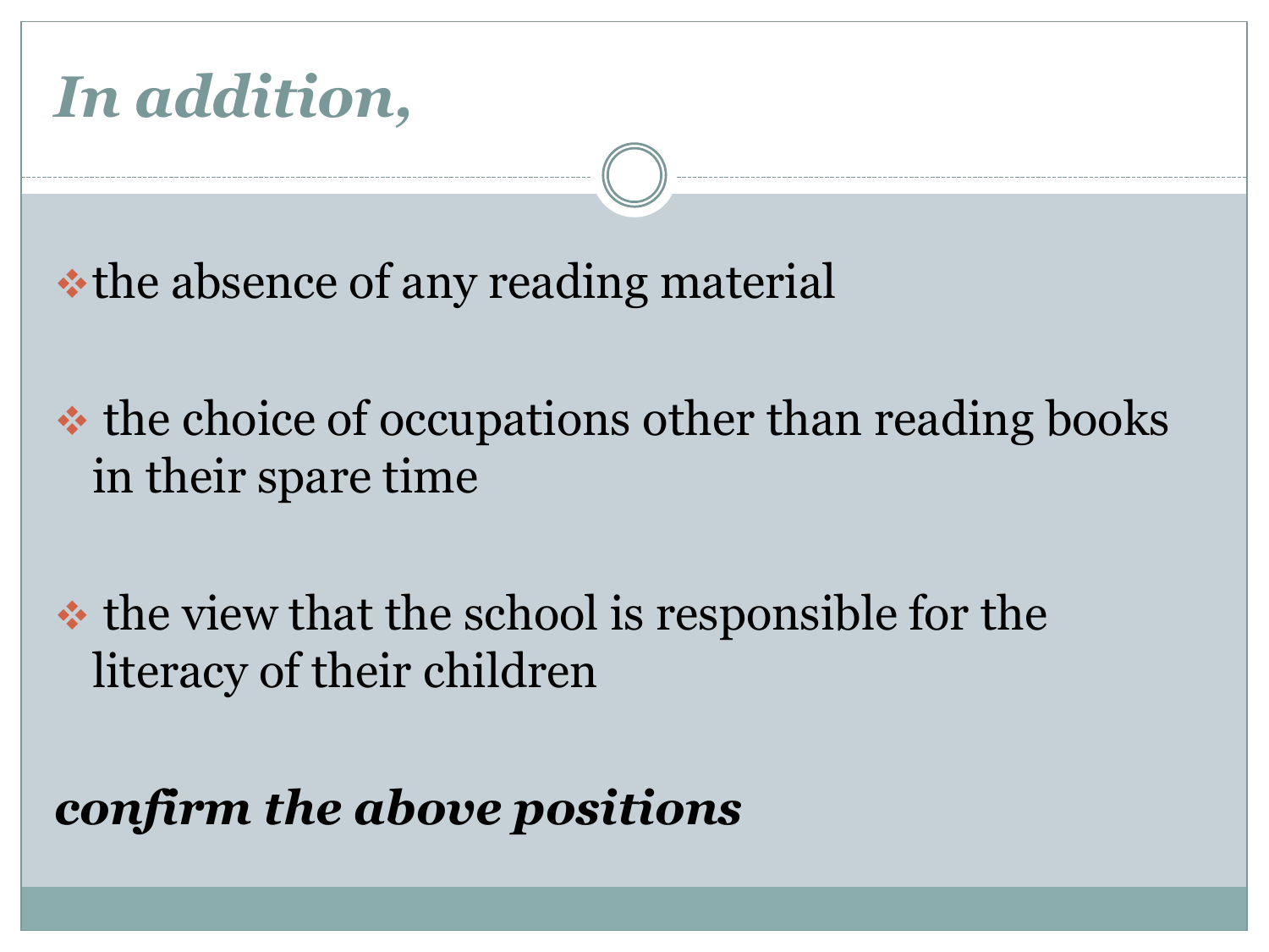# *In addition,*

- the absence of any reading material
- the choice of occupations other than reading books in their spare time
- the view that the school is responsible for the literacy of their children

***confirm the above positions***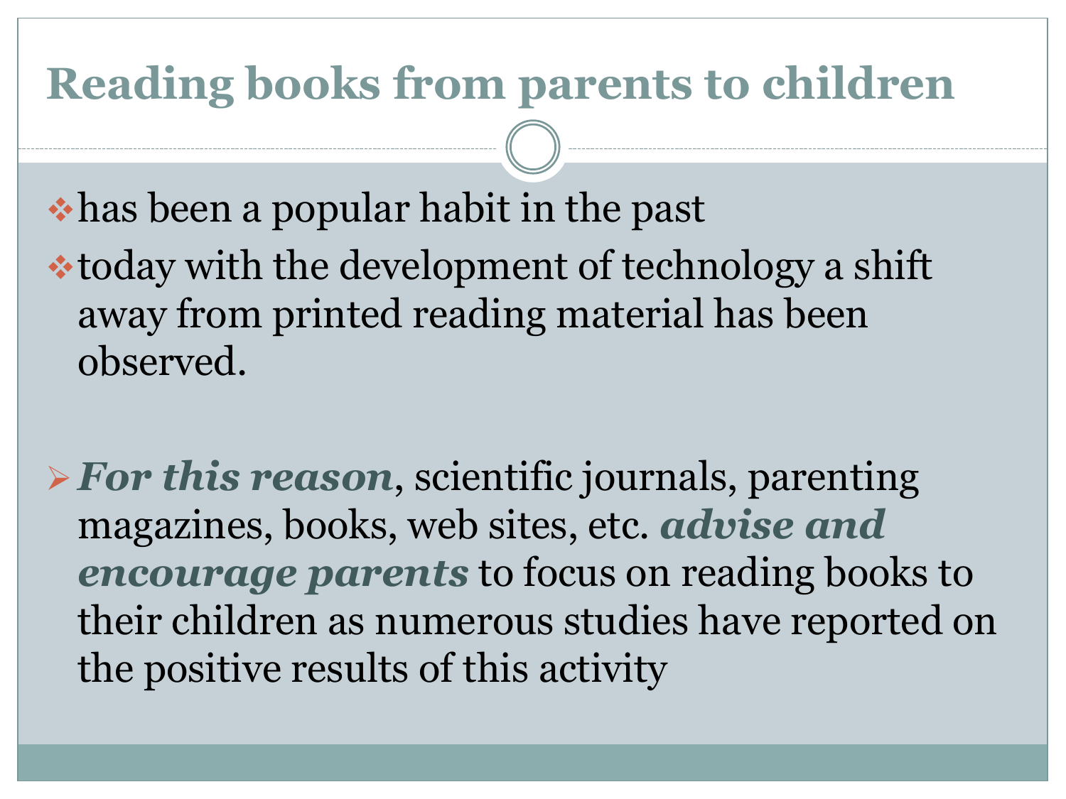# Reading books from parents to children

- has been a popular habit in the past
- today with the development of technology a shift away from printed reading material has been observed.

- ***For this reason***, scientific journals, parenting magazines, books, web sites, etc. ***advise and encourage parents*** to focus on reading books to their children as numerous studies have reported on the positive results of this activity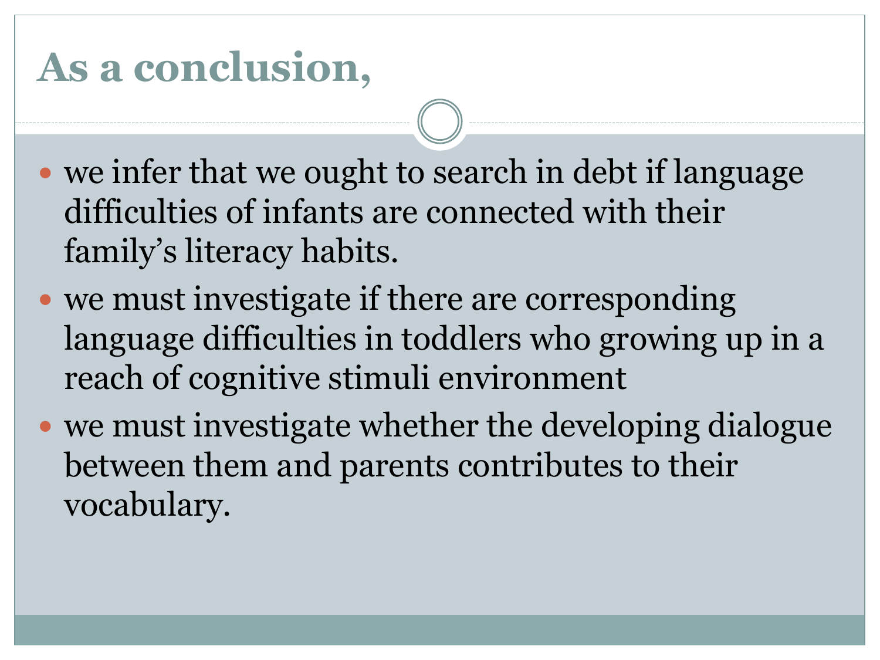# As a conclusion,

- we infer that we ought to search in debt if language difficulties of infants are connected with their family's literacy habits.
- we must investigate if there are corresponding language difficulties in toddlers who growing up in a reach of cognitive stimuli environment
- we must investigate whether the developing dialogue between them and parents contributes to their vocabulary.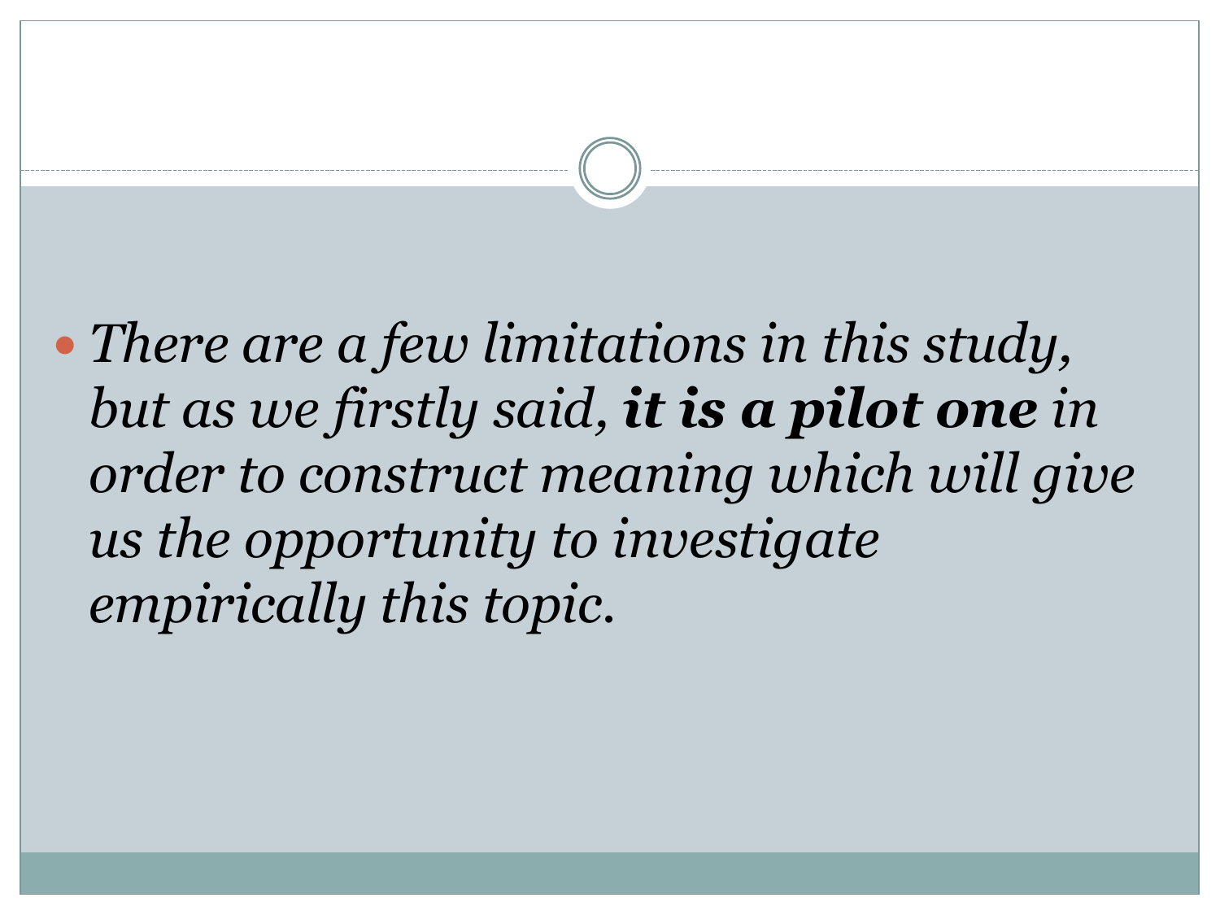- *There are a few limitations in this study, but as we firstly said, **it is a pilot one** in order to construct meaning which will give us the opportunity to investigate empirically this topic.*